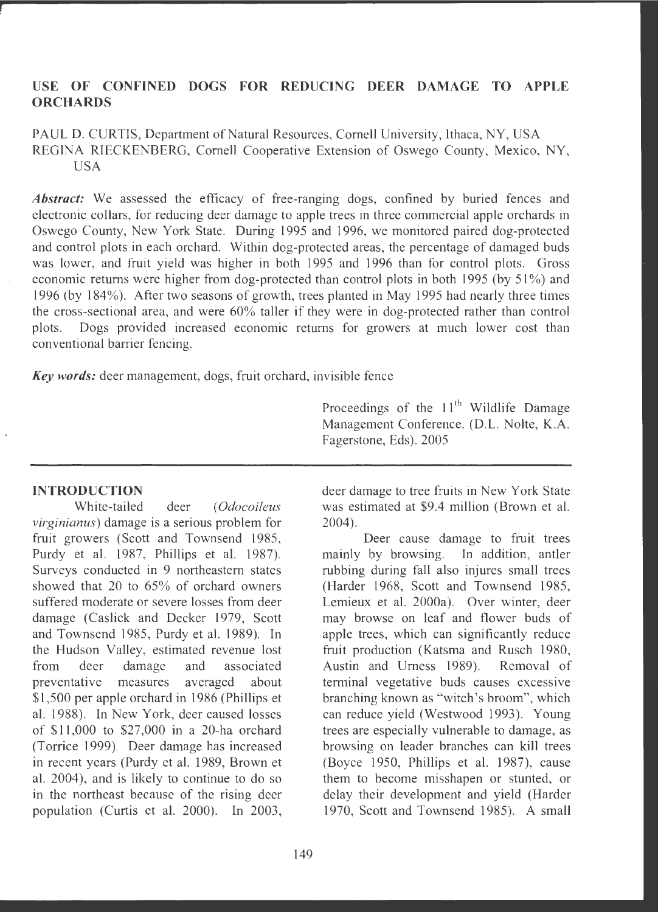# USE OF CONFINED DOGS FOR REDUCING DEER DAMAGE TO APPLE ORCHARDS

PAUL D. CURTIS, Department of Natural Resources, Cornell University, Ithaca, NY, USA
REGINA RIECKENBERG, Cornell Cooperative Extension of Oswego County, Mexico, NY, USA

***Abstract:*** We assessed the efficacy of free-ranging dogs, confined by buried fences and electronic collars, for reducing deer damage to apple trees in three commercial apple orchards in Oswego County, New York State. During 1995 and 1996, we monitored paired dog-protected and control plots in each orchard. Within dog-protected areas, the percentage of damaged buds was lower, and fruit yield was higher in both 1995 and 1996 than for control plots. Gross economic returns were higher from dog-protected than control plots in both 1995 (by 51%) and 1996 (by 184%). After two seasons of growth, trees planted in May 1995 had nearly three times the cross-sectional area, and were 60% taller if they were in dog-protected rather than control plots. Dogs provided increased economic returns for growers at much lower cost than conventional barrier fencing.

***Key words:*** deer management, dogs, fruit orchard, invisible fence

Proceedings of the 11[th] Wildlife Damage Management Conference. (D.L. Nolte, K.A. Fagerstone, Eds). 2005

## INTRODUCTION

White-tailed deer (*Odocoileus virginianus*) damage is a serious problem for fruit growers (Scott and Townsend 1985, Purdy et al. 1987, Phillips et al. 1987). Surveys conducted in 9 northeastern states showed that 20 to 65% of orchard owners suffered moderate or severe losses from deer damage (Caslick and Decker 1979, Scott and Townsend 1985, Purdy et al. 1989). In the Hudson Valley, estimated revenue lost from deer damage and associated preventative measures averaged about $1,500 per apple orchard in 1986 (Phillips et al. 1988). In New York, deer caused losses of $11,000 to $27,000 in a 20-ha orchard (Torrice 1999). Deer damage has increased in recent years (Purdy et al. 1989, Brown et al. 2004), and is likely to continue to do so in the northeast because of the rising deer population (Curtis et al. 2000). In 2003, deer damage to tree fruits in New York State was estimated at $9.4 million (Brown et al. 2004).

Deer cause damage to fruit trees mainly by browsing. In addition, antler rubbing during fall also injures small trees (Harder 1968, Scott and Townsend 1985, Lemieux et al. 2000a). Over winter, deer may browse on leaf and flower buds of apple trees, which can significantly reduce fruit production (Katsma and Rusch 1980, Austin and Urness 1989). Removal of terminal vegetative buds causes excessive branching known as "witch's broom", which can reduce yield (Westwood 1993). Young trees are especially vulnerable to damage, as browsing on leader branches can kill trees (Boyce 1950, Phillips et al. 1987), cause them to become misshapen or stunted, or delay their development and yield (Harder 1970, Scott and Townsend 1985). A small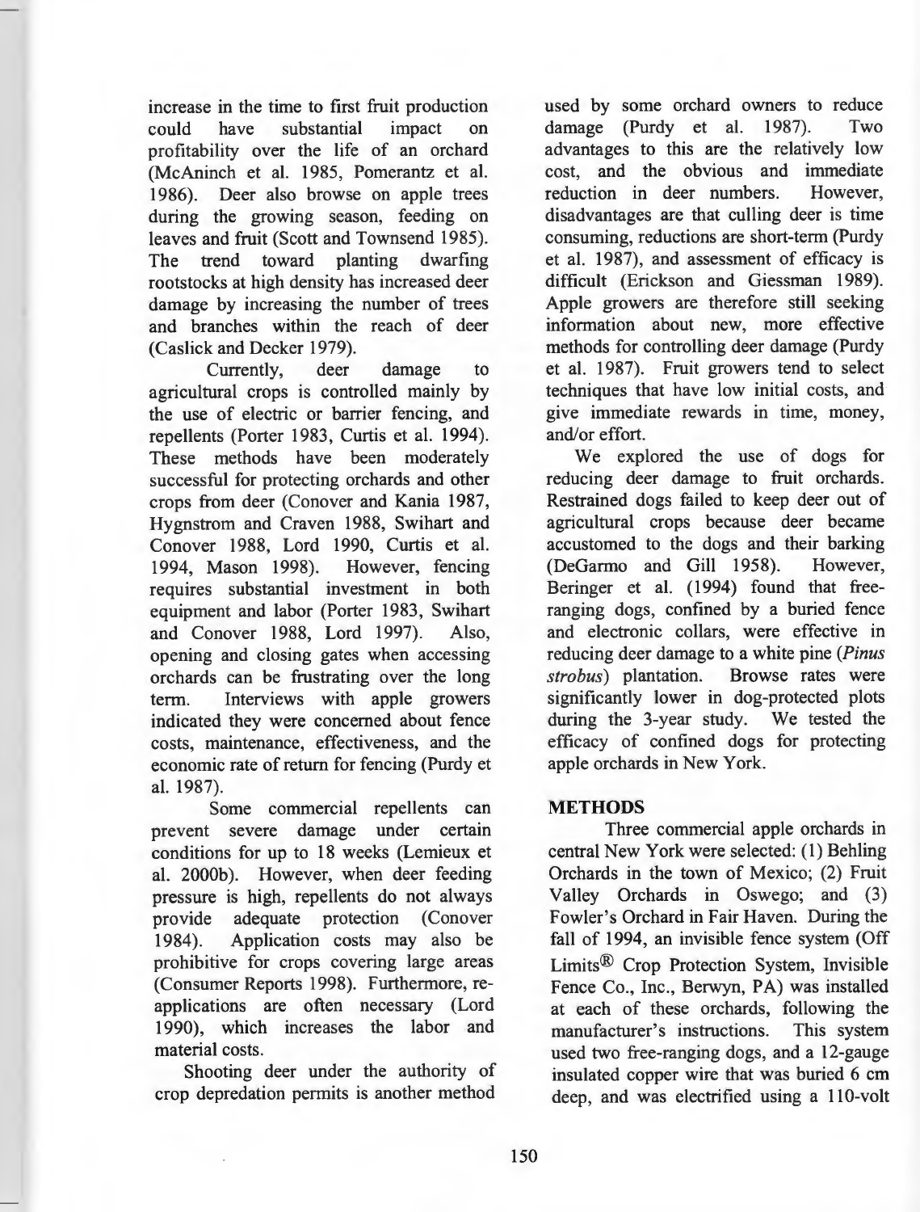increase in the time to first fruit production could have substantial impact on profitability over the life of an orchard (McAninch et al. 1985, Pomerantz et al. 1986). Deer also browse on apple trees during the growing season, feeding on leaves and fruit (Scott and Townsend 1985). The trend toward planting dwarfing rootstocks at high density has increased deer damage by increasing the number of trees and branches within the reach of deer (Caslick and Decker 1979).

Currently, deer damage to agricultural crops is controlled mainly by the use of electric or barrier fencing, and repellents (Porter 1983, Curtis et al. 1994). These methods have been moderately successful for protecting orchards and other crops from deer (Conover and Kania 1987, Hygnstrom and Craven 1988, Swihart and Conover 1988, Lord 1990, Curtis et al. 1994, Mason 1998). However, fencing requires substantial investment in both equipment and labor (Porter 1983, Swihart and Conover 1988, Lord 1997). Also, opening and closing gates when accessing orchards can be frustrating over the long term. Interviews with apple growers indicated they were concerned about fence costs, maintenance, effectiveness, and the economic rate of return for fencing (Purdy et al. 1987).

Some commercial repellents can prevent severe damage under certain conditions for up to 18 weeks (Lemieux et al. 2000b). However, when deer feeding pressure is high, repellents do not always provide adequate protection (Conover 1984). Application costs may also be prohibitive for crops covering large areas (Consumer Reports 1998). Furthermore, re-applications are often necessary (Lord 1990), which increases the labor and material costs.

Shooting deer under the authority of crop depredation permits is another method used by some orchard owners to reduce damage (Purdy et al. 1987). Two advantages to this are the relatively low cost, and the obvious and immediate reduction in deer numbers. However, disadvantages are that culling deer is time consuming, reductions are short-term (Purdy et al. 1987), and assessment of efficacy is difficult (Erickson and Giessman 1989). Apple growers are therefore still seeking information about new, more effective methods for controlling deer damage (Purdy et al. 1987). Fruit growers tend to select techniques that have low initial costs, and give immediate rewards in time, money, and/or effort.

We explored the use of dogs for reducing deer damage to fruit orchards. Restrained dogs failed to keep deer out of agricultural crops because deer became accustomed to the dogs and their barking (DeGarmo and Gill 1958). However, Beringer et al. (1994) found that free-ranging dogs, confined by a buried fence and electronic collars, were effective in reducing deer damage to a white pine (*Pinus strobus*) plantation. Browse rates were significantly lower in dog-protected plots during the 3-year study. We tested the efficacy of confined dogs for protecting apple orchards in New York.

## METHODS

Three commercial apple orchards in central New York were selected: (1) Behling Orchards in the town of Mexico; (2) Fruit Valley Orchards in Oswego; and (3) Fowler's Orchard in Fair Haven. During the fall of 1994, an invisible fence system (Off Limits® Crop Protection System, Invisible Fence Co., Inc., Berwyn, PA) was installed at each of these orchards, following the manufacturer's instructions. This system used two free-ranging dogs, and a 12-gauge insulated copper wire that was buried 6 cm deep, and was electrified using a 110-volt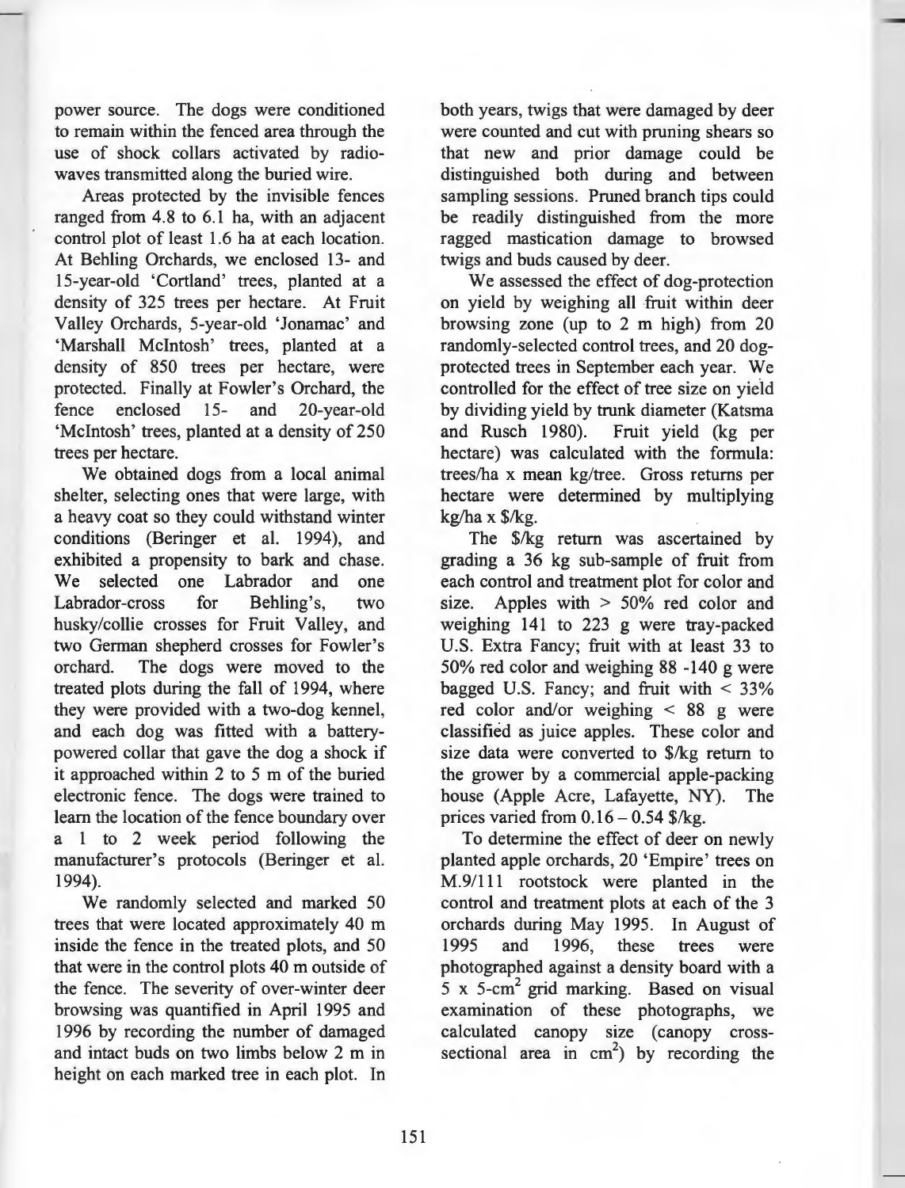power source. The dogs were conditioned to remain within the fenced area through the use of shock collars activated by radio-waves transmitted along the buried wire.

Areas protected by the invisible fences ranged from 4.8 to 6.1 ha, with an adjacent control plot of least 1.6 ha at each location. At Behling Orchards, we enclosed 13- and 15-year-old 'Cortland' trees, planted at a density of 325 trees per hectare. At Fruit Valley Orchards, 5-year-old 'Jonamac' and 'Marshall McIntosh' trees, planted at a density of 850 trees per hectare, were protected. Finally at Fowler's Orchard, the fence enclosed 15- and 20-year-old 'McIntosh' trees, planted at a density of 250 trees per hectare.

We obtained dogs from a local animal shelter, selecting ones that were large, with a heavy coat so they could withstand winter conditions (Beringer et al. 1994), and exhibited a propensity to bark and chase. We selected one Labrador and one Labrador-cross for Behling's, two husky/collie crosses for Fruit Valley, and two German shepherd crosses for Fowler's orchard. The dogs were moved to the treated plots during the fall of 1994, where they were provided with a two-dog kennel, and each dog was fitted with a battery-powered collar that gave the dog a shock if it approached within 2 to 5 m of the buried electronic fence. The dogs were trained to learn the location of the fence boundary over a 1 to 2 week period following the manufacturer's protocols (Beringer et al. 1994).

We randomly selected and marked 50 trees that were located approximately 40 m inside the fence in the treated plots, and 50 that were in the control plots 40 m outside of the fence. The severity of over-winter deer browsing was quantified in April 1995 and 1996 by recording the number of damaged and intact buds on two limbs below 2 m in height on each marked tree in each plot. In both years, twigs that were damaged by deer were counted and cut with pruning shears so that new and prior damage could be distinguished both during and between sampling sessions. Pruned branch tips could be readily distinguished from the more ragged mastication damage to browsed twigs and buds caused by deer.

We assessed the effect of dog-protection on yield by weighing all fruit within deer browsing zone (up to 2 m high) from 20 randomly-selected control trees, and 20 dog-protected trees in September each year. We controlled for the effect of tree size on yield by dividing yield by trunk diameter (Katsma and Rusch 1980). Fruit yield (kg per hectare) was calculated with the formula: trees/ha x mean kg/tree. Gross returns per hectare were determined by multiplying kg/ha x $/kg.

The $/kg return was ascertained by grading a 36 kg sub-sample of fruit from each control and treatment plot for color and size. Apples with > 50% red color and weighing 141 to 223 g were tray-packed U.S. Extra Fancy; fruit with at least 33 to 50% red color and weighing 88 -140 g were bagged U.S. Fancy; and fruit with < 33% red color and/or weighing < 88 g were classified as juice apples. These color and size data were converted to $/kg return to the grower by a commercial apple-packing house (Apple Acre, Lafayette, NY). The prices varied from 0.16 – 0.54 $/kg.

To determine the effect of deer on newly planted apple orchards, 20 'Empire' trees on M.9/111 rootstock were planted in the control and treatment plots at each of the 3 orchards during May 1995. In August of 1995 and 1996, these trees were photographed against a density board with a 5 x 5-cm$^2$ grid marking. Based on visual examination of these photographs, we calculated canopy size (canopy cross-sectional area in cm$^2$) by recording the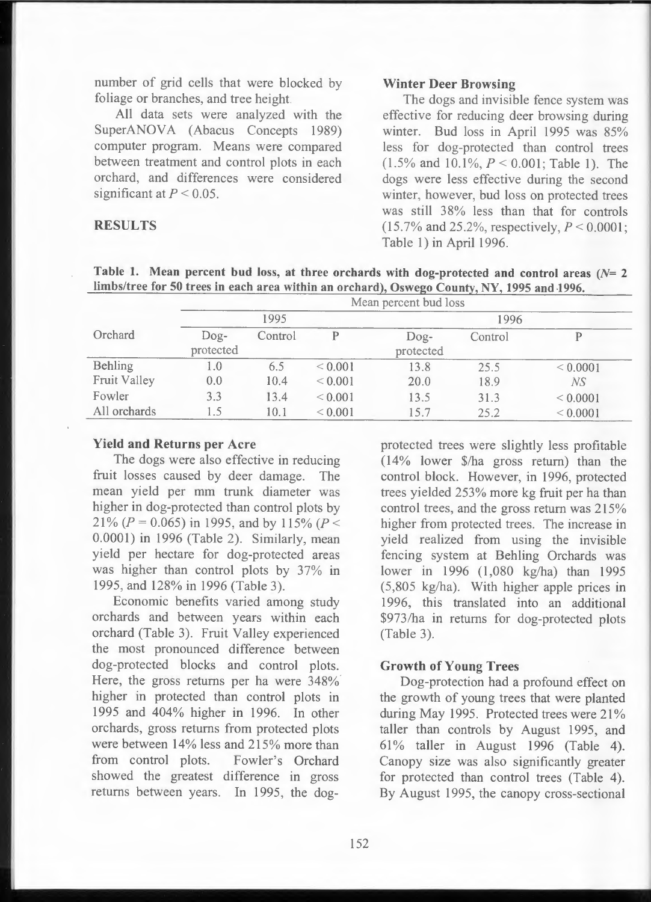number of grid cells that were blocked by foliage or branches, and tree height.

All data sets were analyzed with the SuperANOVA (Abacus Concepts 1989) computer program. Means were compared between treatment and control plots in each orchard, and differences were considered significant at $P < 0.05$.

## RESULTS

### Winter Deer Browsing

The dogs and invisible fence system was effective for reducing deer browsing during winter. Bud loss in April 1995 was 85% less for dog-protected than control trees (1.5% and 10.1%, $P < 0.001$; Table 1). The dogs were less effective during the second winter, however, bud loss on protected trees was still 38% less than that for controls (15.7% and 25.2%, respectively, $P < 0.0001$; Table 1) in April 1996.

**Table 1. Mean percent bud loss, at three orchards with dog-protected and control areas ($N$= 2 limbs/tree for 50 trees in each area within an orchard), Oswego County, NY, 1995 and 1996.**

| | Mean percent bud loss | | | | | |
|---|---|---|---|---|---|---|
| | 1995 | | | 1996 | | |
| Orchard | Dog-protected | Control | P | Dog-protected | Control | P |
| Behling | 1.0 | 6.5 | < 0.001 | 13.8 | 25.5 | < 0.0001 |
| Fruit Valley | 0.0 | 10.4 | < 0.001 | 20.0 | 18.9 | *NS* |
| Fowler | 3.3 | 13.4 | < 0.001 | 13.5 | 31.3 | < 0.0001 |
| All orchards | 1.5 | 10.1 | < 0.001 | 15.7 | 25.2 | < 0.0001 |

### Yield and Returns per Acre

The dogs were also effective in reducing fruit losses caused by deer damage. The mean yield per mm trunk diameter was higher in dog-protected than control plots by 21% ($P = 0.065$) in 1995, and by 115% ($P < 0.0001$) in 1996 (Table 2). Similarly, mean yield per hectare for dog-protected areas was higher than control plots by 37% in 1995, and 128% in 1996 (Table 3).

Economic benefits varied among study orchards and between years within each orchard (Table 3). Fruit Valley experienced the most pronounced difference between dog-protected blocks and control plots. Here, the gross returns per ha were 348% higher in protected than control plots in 1995 and 404% higher in 1996. In other orchards, gross returns from protected plots were between 14% less and 215% more than from control plots. Fowler's Orchard showed the greatest difference in gross returns between years. In 1995, the dog-protected trees were slightly less profitable (14% lower \$/ha gross return) than the control block. However, in 1996, protected trees yielded 253% more kg fruit per ha than control trees, and the gross return was 215% higher from protected trees. The increase in yield realized from using the invisible fencing system at Behling Orchards was lower in 1996 (1,080 kg/ha) than 1995 (5,805 kg/ha). With higher apple prices in 1996, this translated into an additional \$973/ha in returns for dog-protected plots (Table 3).

### Growth of Young Trees

Dog-protection had a profound effect on the growth of young trees that were planted during May 1995. Protected trees were 21% taller than controls by August 1995, and 61% taller in August 1996 (Table 4). Canopy size was also significantly greater for protected than control trees (Table 4). By August 1995, the canopy cross-sectional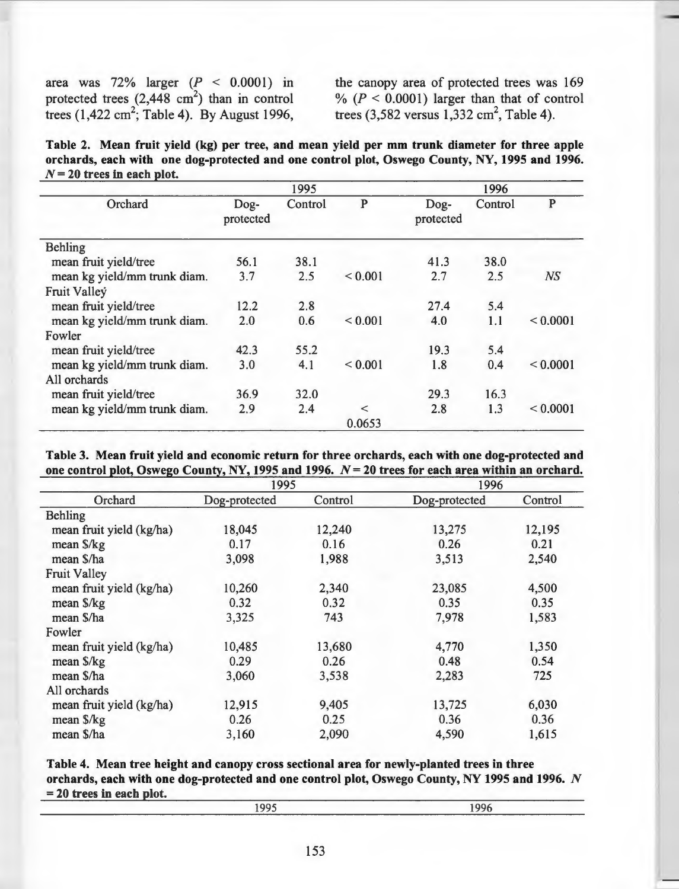area was 72% larger ($P < 0.0001$) in protected trees (2,448 $cm^2$) than in control trees (1,422 $cm^2$; Table 4). By August 1996, the canopy area of protected trees was 169 % ($P < 0.0001$) larger than that of control trees (3,582 versus 1,332 $cm^2$, Table 4).

**Table 2. Mean fruit yield (kg) per tree, and mean yield per mm trunk diameter for three apple orchards, each with one dog-protected and one control plot, Oswego County, NY, 1995 and 1996. $N = 20$ trees in each plot.**

| Orchard | 1995 | | | 1996 | | |
|---|---|---|---|---|---|---|
| | Dog-protected | Control | P | Dog-protected | Control | P |
| Behling | | | | | | |
| mean fruit yield/tree | 56.1 | 38.1 | | 41.3 | 38.0 | |
| mean kg yield/mm trunk diam. | 3.7 | 2.5 | < 0.001 | 2.7 | 2.5 | *NS* |
| Fruit Valley | | | | | | |
| mean fruit yield/tree | 12.2 | 2.8 | | 27.4 | 5.4 | |
| mean kg yield/mm trunk diam. | 2.0 | 0.6 | < 0.001 | 4.0 | 1.1 | < 0.0001 |
| Fowler | | | | | | |
| mean fruit yield/tree | 42.3 | 55.2 | | 19.3 | 5.4 | |
| mean kg yield/mm trunk diam. | 3.0 | 4.1 | < 0.001 | 1.8 | 0.4 | < 0.0001 |
| All orchards | | | | | | |
| mean fruit yield/tree | 36.9 | 32.0 | | 29.3 | 16.3 | |
| mean kg yield/mm trunk diam. | 2.9 | 2.4 | < 0.0653 | 2.8 | 1.3 | < 0.0001 |

**Table 3. Mean fruit yield and economic return for three orchards, each with one dog-protected and one control plot, Oswego County, NY, 1995 and 1996. $N = 20$ trees for each area within an orchard.**

| Orchard | 1995 | | 1996 | |
|---|---|---|---|---|
| | Dog-protected | Control | Dog-protected | Control |
| Behling | | | | |
| mean fruit yield (kg/ha) | 18,045 | 12,240 | 13,275 | 12,195 |
| mean $/kg | 0.17 | 0.16 | 0.26 | 0.21 |
| mean $/ha | 3,098 | 1,988 | 3,513 | 2,540 |
| Fruit Valley | | | | |
| mean fruit yield (kg/ha) | 10,260 | 2,340 | 23,085 | 4,500 |
| mean $/kg | 0.32 | 0.32 | 0.35 | 0.35 |
| mean $/ha | 3,325 | 743 | 7,978 | 1,583 |
| Fowler | | | | |
| mean fruit yield (kg/ha) | 10,485 | 13,680 | 4,770 | 1,350 |
| mean $/kg | 0.29 | 0.26 | 0.48 | 0.54 |
| mean $/ha | 3,060 | 3,538 | 2,283 | 725 |
| All orchards | | | | |
| mean fruit yield (kg/ha) | 12,915 | 9,405 | 13,725 | 6,030 |
| mean $/kg | 0.26 | 0.25 | 0.36 | 0.36 |
| mean $/ha | 3,160 | 2,090 | 4,590 | 1,615 |

**Table 4. Mean tree height and canopy cross sectional area for newly-planted trees in three orchards, each with one dog-protected and one control plot, Oswego County, NY 1995 and 1996. $N = 20$ trees in each plot.**

| 1995 | 1996 |
|---|---|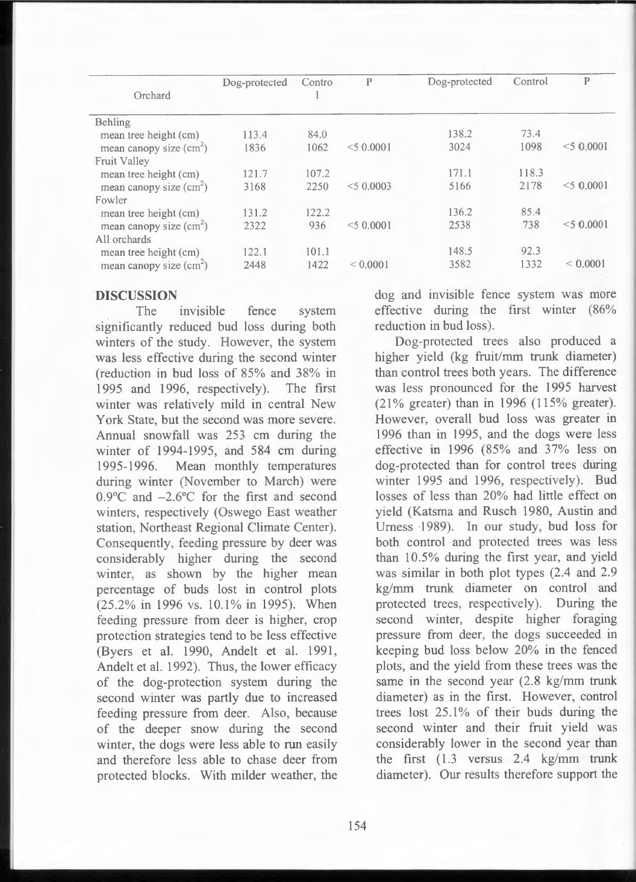| Orchard | Dog-protected | Control | P | Dog-protected | Control | P |
|---|---|---|---|---|---|---|
| Behling | | | | | | |
| mean tree height (cm) | 113.4 | 84.0 | | 138.2 | 73.4 | |
| mean canopy size ($cm^2$) | 1836 | 1062 | <5 0.0001 | 3024 | 1098 | <5 0.0001 |
| Fruit Valley | | | | | | |
| mean tree height (cm) | 121.7 | 107.2 | | 171.1 | 118.3 | |
| mean canopy size ($cm^2$) | 3168 | 2250 | <5 0.0003 | 5166 | 2178 | <5 0.0001 |
| Fowler | | | | | | |
| mean tree height (cm) | 131.2 | 122.2 | | 136.2 | 85.4 | |
| mean canopy size ($cm^2$) | 2322 | 936 | <5 0.0001 | 2538 | 738 | <5 0.0001 |
| All orchards | | | | | | |
| mean tree height (cm) | 122.1 | 101.1 | | 148.5 | 92.3 | |
| mean canopy size ($cm^2$) | 2448 | 1422 | < 0.0001 | 3582 | 1332 | < 0.0001 |

## DISCUSSION

The invisible fence system significantly reduced bud loss during both winters of the study. However, the system was less effective during the second winter (reduction in bud loss of 85% and 38% in 1995 and 1996, respectively). The first winter was relatively mild in central New York State, but the second was more severe. Annual snowfall was 253 cm during the winter of 1994-1995, and 584 cm during 1995-1996. Mean monthly temperatures during winter (November to March) were 0.9°C and –2.6°C for the first and second winters, respectively (Oswego East weather station, Northeast Regional Climate Center). Consequently, feeding pressure by deer was considerably higher during the second winter, as shown by the higher mean percentage of buds lost in control plots (25.2% in 1996 vs. 10.1% in 1995). When feeding pressure from deer is higher, crop protection strategies tend to be less effective (Byers et al. 1990, Andelt et al. 1991, Andelt et al. 1992). Thus, the lower efficacy of the dog-protection system during the second winter was partly due to increased feeding pressure from deer. Also, because of the deeper snow during the second winter, the dogs were less able to run easily and therefore less able to chase deer from protected blocks. With milder weather, the dog and invisible fence system was more effective during the first winter (86% reduction in bud loss).

Dog-protected trees also produced a higher yield (kg fruit/mm trunk diameter) than control trees both years. The difference was less pronounced for the 1995 harvest (21% greater) than in 1996 (115% greater). However, overall bud loss was greater in 1996 than in 1995, and the dogs were less effective in 1996 (85% and 37% less on dog-protected than for control trees during winter 1995 and 1996, respectively). Bud losses of less than 20% had little effect on yield (Katsma and Rusch 1980, Austin and Urness 1989). In our study, bud loss for both control and protected trees was less than 10.5% during the first year, and yield was similar in both plot types (2.4 and 2.9 kg/mm trunk diameter on control and protected trees, respectively). During the second winter, despite higher foraging pressure from deer, the dogs succeeded in keeping bud loss below 20% in the fenced plots, and the yield from these trees was the same in the second year (2.8 kg/mm trunk diameter) as in the first. However, control trees lost 25.1% of their buds during the second winter and their fruit yield was considerably lower in the second year than the first (1.3 versus 2.4 kg/mm trunk diameter). Our results therefore support the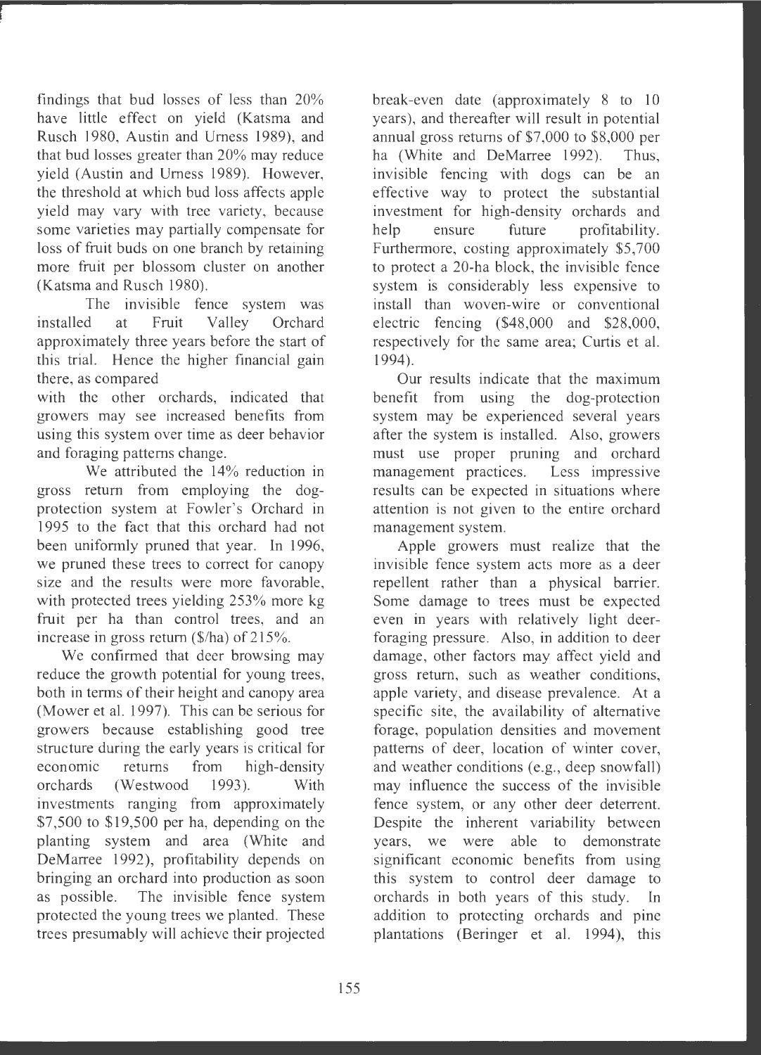findings that bud losses of less than 20% have little effect on yield (Katsma and Rusch 1980, Austin and Urness 1989), and that bud losses greater than 20% may reduce yield (Austin and Urness 1989). However, the threshold at which bud loss affects apple yield may vary with tree variety, because some varieties may partially compensate for loss of fruit buds on one branch by retaining more fruit per blossom cluster on another (Katsma and Rusch 1980).

The invisible fence system was installed at Fruit Valley Orchard approximately three years before the start of this trial. Hence the higher financial gain there, as compared with the other orchards, indicated that growers may see increased benefits from using this system over time as deer behavior and foraging patterns change.

We attributed the 14% reduction in gross return from employing the dog-protection system at Fowler's Orchard in 1995 to the fact that this orchard had not been uniformly pruned that year. In 1996, we pruned these trees to correct for canopy size and the results were more favorable, with protected trees yielding 253% more kg fruit per ha than control trees, and an increase in gross return ($/ha) of 215%.

We confirmed that deer browsing may reduce the growth potential for young trees, both in terms of their height and canopy area (Mower et al. 1997). This can be serious for growers because establishing good tree structure during the early years is critical for economic returns from high-density orchards (Westwood 1993). With investments ranging from approximately $7,500 to $19,500 per ha, depending on the planting system and area (White and DeMarree 1992), profitability depends on bringing an orchard into production as soon as possible. The invisible fence system protected the young trees we planted. These trees presumably will achieve their projected break-even date (approximately 8 to 10 years), and thereafter will result in potential annual gross returns of $7,000 to $8,000 per ha (White and DeMarree 1992). Thus, invisible fencing with dogs can be an effective way to protect the substantial investment for high-density orchards and help ensure future profitability. Furthermore, costing approximately $5,700 to protect a 20-ha block, the invisible fence system is considerably less expensive to install than woven-wire or conventional electric fencing ($48,000 and $28,000, respectively for the same area; Curtis et al. 1994).

Our results indicate that the maximum benefit from using the dog-protection system may be experienced several years after the system is installed. Also, growers must use proper pruning and orchard management practices. Less impressive results can be expected in situations where attention is not given to the entire orchard management system.

Apple growers must realize that the invisible fence system acts more as a deer repellent rather than a physical barrier. Some damage to trees must be expected even in years with relatively light deer-foraging pressure. Also, in addition to deer damage, other factors may affect yield and gross return, such as weather conditions, apple variety, and disease prevalence. At a specific site, the availability of alternative forage, population densities and movement patterns of deer, location of winter cover, and weather conditions (e.g., deep snowfall) may influence the success of the invisible fence system, or any other deer deterrent. Despite the inherent variability between years, we were able to demonstrate significant economic benefits from using this system to control deer damage to orchards in both years of this study. In addition to protecting orchards and pine plantations (Beringer et al. 1994), this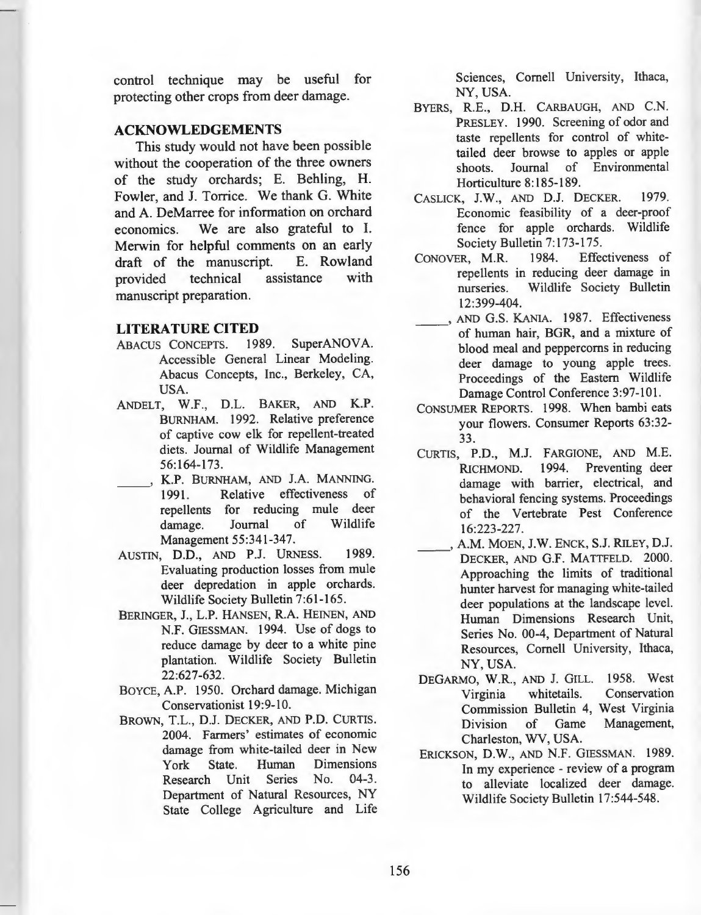control technique may be useful for protecting other crops from deer damage.

## ACKNOWLEDGEMENTS

This study would not have been possible without the cooperation of the three owners of the study orchards; E. Behling, H. Fowler, and J. Torrice. We thank G. White and A. DeMarree for information on orchard economics. We are also grateful to I. Merwin for helpful comments on an early draft of the manuscript. E. Rowland provided technical assistance with manuscript preparation.

## LITERATURE CITED

ABACUS CONCEPTS. 1989. SuperANOVA. Accessible General Linear Modeling. Abacus Concepts, Inc., Berkeley, CA, USA.

ANDELT, W.F., D.L. BAKER, AND K.P. BURNHAM. 1992. Relative preference of captive cow elk for repellent-treated diets. Journal of Wildlife Management 56:164-173.

_____, K.P. BURNHAM, AND J.A. MANNING. 1991. Relative effectiveness of repellents for reducing mule deer damage. Journal of Wildlife Management 55:341-347.

AUSTIN, D.D., AND P.J. URNESS. 1989. Evaluating production losses from mule deer depredation in apple orchards. Wildlife Society Bulletin 7:61-165.

BERINGER, J., L.P. HANSEN, R.A. HEINEN, AND N.F. GIESSMAN. 1994. Use of dogs to reduce damage by deer to a white pine plantation. Wildlife Society Bulletin 22:627-632.

BOYCE, A.P. 1950. Orchard damage. Michigan Conservationist 19:9-10.

BROWN, T.L., D.J. DECKER, AND P.D. CURTIS. 2004. Farmers' estimates of economic damage from white-tailed deer in New York State. Human Dimensions Research Unit Series No. 04-3. Department of Natural Resources, NY State College Agriculture and Life Sciences, Cornell University, Ithaca, NY, USA.

BYERS, R.E., D.H. CARBAUGH, AND C.N. PRESLEY. 1990. Screening of odor and taste repellents for control of white-tailed deer browse to apples or apple shoots. Journal of Environmental Horticulture 8:185-189.

CASLICK, J.W., AND D.J. DECKER. 1979. Economic feasibility of a deer-proof fence for apple orchards. Wildlife Society Bulletin 7:173-175.

CONOVER, M.R. 1984. Effectiveness of repellents in reducing deer damage in nurseries. Wildlife Society Bulletin 12:399-404.

_____, AND G.S. KANIA. 1987. Effectiveness of human hair, BGR, and a mixture of blood meal and peppercorns in reducing deer damage to young apple trees. Proceedings of the Eastern Wildlife Damage Control Conference 3:97-101.

CONSUMER REPORTS. 1998. When bambi eats your flowers. Consumer Reports 63:32-33.

CURTIS, P.D., M.J. FARGIONE, AND M.E. RICHMOND. 1994. Preventing deer damage with barrier, electrical, and behavioral fencing systems. Proceedings of the Vertebrate Pest Conference 16:223-227.

_____, A.M. MOEN, J.W. ENCK, S.J. RILEY, D.J. DECKER, AND G.F. MATTFELD. 2000. Approaching the limits of traditional hunter harvest for managing white-tailed deer populations at the landscape level. Human Dimensions Research Unit, Series No. 00-4, Department of Natural Resources, Cornell University, Ithaca, NY, USA.

DEGARMO, W.R., AND J. GILL. 1958. West Virginia whitetails. Conservation Commission Bulletin 4, West Virginia Division of Game Management, Charleston, WV, USA.

ERICKSON, D.W., AND N.F. GIESSMAN. 1989. In my experience - review of a program to alleviate localized deer damage. Wildlife Society Bulletin 17:544-548.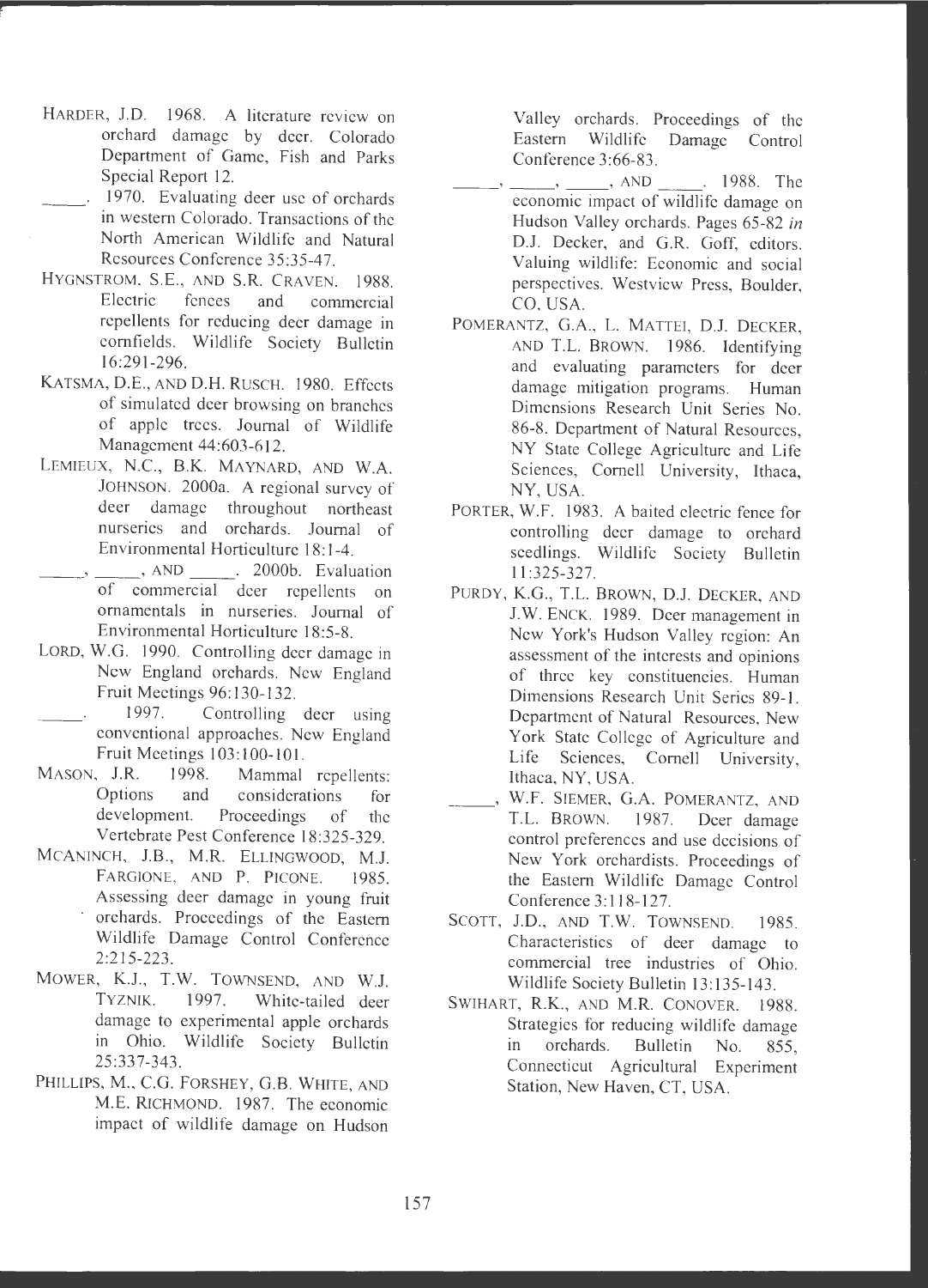HARDER, J.D. 1968. A literature review on orchard damage by deer. Colorado Department of Game, Fish and Parks Special Report 12.

_____. 1970. Evaluating deer use of orchards in western Colorado. Transactions of the North American Wildlife and Natural Resources Conference 35:35-47.

HYGNSTROM, S.E., AND S.R. CRAVEN. 1988. Electric fences and commercial repellents for reducing deer damage in cornfields. Wildlife Society Bulletin 16:291-296.

KATSMA, D.E., AND D.H. RUSCH. 1980. Effects of simulated deer browsing on branches of apple trees. Journal of Wildlife Management 44:603-612.

LEMIEUX, N.C., B.K. MAYNARD, AND W.A. JOHNSON. 2000a. A regional survey of deer damage throughout northeast nurseries and orchards. Journal of Environmental Horticulture 18:1-4.

_____, _____, AND _____. 2000b. Evaluation of commercial deer repellents on ornamentals in nurseries. Journal of Environmental Horticulture 18:5-8.

LORD, W.G. 1990. Controlling deer damage in New England orchards. New England Fruit Meetings 96:130-132.

_____. 1997. Controlling deer using conventional approaches. New England Fruit Meetings 103:100-101.

MASON, J.R. 1998. Mammal repellents: Options and considerations for development. Proceedings of the Vertebrate Pest Conference 18:325-329.

MCANINCH, J.B., M.R. ELLINGWOOD, M.J. FARGIONE, AND P. PICONE. 1985. Assessing deer damage in young fruit orchards. Proceedings of the Eastern Wildlife Damage Control Conference 2:215-223.

MOWER, K.J., T.W. TOWNSEND, AND W.J. TYZNIK. 1997. White-tailed deer damage to experimental apple orchards in Ohio. Wildlife Society Bulletin 25:337-343.

PHILLIPS, M., C.G. FORSHEY, G.B. WHITE, AND M.E. RICHMOND. 1987. The economic impact of wildlife damage on Hudson Valley orchards. Proceedings of the Eastern Wildlife Damage Control Conference 3:66-83.

_____, _____, _____, AND _____. 1988. The economic impact of wildlife damage on Hudson Valley orchards. Pages 65-82 *in* D.J. Decker, and G.R. Goff, editors. Valuing wildlife: Economic and social perspectives. Westview Press, Boulder, CO, USA.

POMERANTZ, G.A., L. MATTEI, D.J. DECKER, AND T.L. BROWN. 1986. Identifying and evaluating parameters for deer damage mitigation programs. Human Dimensions Research Unit Series No. 86-8. Department of Natural Resources, NY State College Agriculture and Life Sciences, Cornell University, Ithaca, NY, USA.

PORTER, W.F. 1983. A baited electric fence for controlling deer damage to orchard seedlings. Wildlife Society Bulletin 11:325-327.

PURDY, K.G., T.L. BROWN, D.J. DECKER, AND J.W. ENCK. 1989. Deer management in New York's Hudson Valley region: An assessment of the interests and opinions of three key constituencies. Human Dimensions Research Unit Series 89-1. Department of Natural Resources, New York State College of Agriculture and Life Sciences, Cornell University, Ithaca, NY, USA.

_____, W.F. SIEMER, G.A. POMERANTZ, AND T.L. BROWN. 1987. Deer damage control preferences and use decisions of New York orchardists. Proceedings of the Eastern Wildlife Damage Control Conference 3:118-127.

SCOTT, J.D., AND T.W. TOWNSEND. 1985. Characteristics of deer damage to commercial tree industries of Ohio. Wildlife Society Bulletin 13:135-143.

SWIHART, R.K., AND M.R. CONOVER. 1988. Strategies for reducing wildlife damage in orchards. Bulletin No. 855, Connecticut Agricultural Experiment Station, New Haven, CT, USA.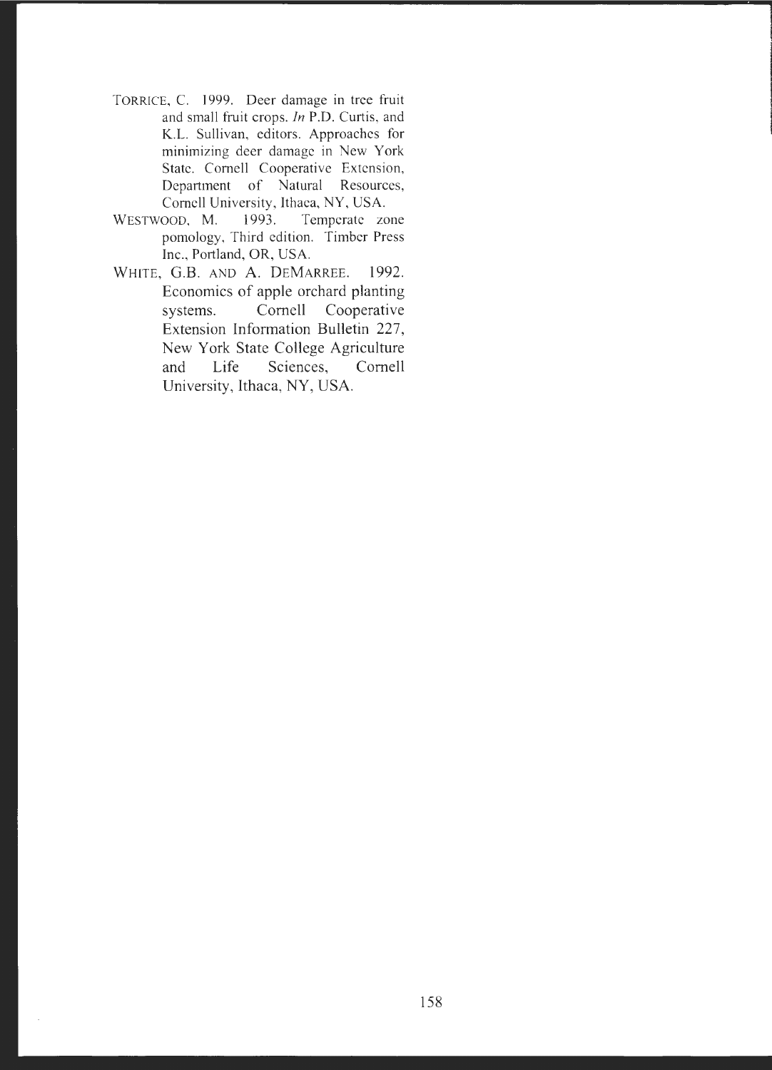TORRICE, C. 1999. Deer damage in tree fruit and small fruit crops. *In* P.D. Curtis, and K.L. Sullivan, editors. Approaches for minimizing deer damage in New York State. Cornell Cooperative Extension, Department of Natural Resources, Cornell University, Ithaca, NY, USA.

WESTWOOD, M. 1993. Temperate zone pomology, Third edition. Timber Press Inc., Portland, OR, USA.

WHITE, G.B. AND A. DEMARREE. 1992. Economics of apple orchard planting systems. Cornell Cooperative Extension Information Bulletin 227, New York State College Agriculture and Life Sciences, Cornell University, Ithaca, NY, USA.